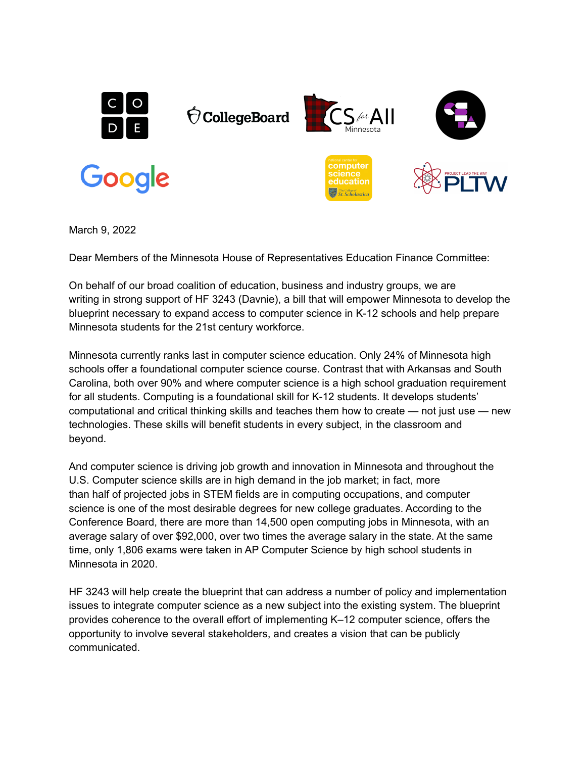March 9, 2022

Dear Members of the Minnesota House of Representatives Education Finance Committee:

On behalf of our broad coalition of education, business and industry groups, we are writing in strong support of HF 3243 (Davnie), a bill that will empower Minnesota to develop the blueprint necessary to expand access to computer science in K-12 schools and help prepare Minnesota students for the 21st century workforce.

Minnesota currently ranks last in computer science education. Only 24% of Minnesota high schools offer a foundational computer science course. Contrast that with Arkansas and South Carolina, both over 90% and where computer science is a high school graduation requirement for all students. Computing is a foundational skill for K-12 students. It develops students' computational and critical thinking skills and teaches them how to create — not just use — new technologies. These skills will benefit students in every subject, in the classroom and beyond.

And computer science is driving job growth and innovation in Minnesota and throughout the U.S. Computer science skills are in high demand in the job market; in fact, more than half of projected jobs in STEM fields are in computing occupations, and computer science is one of the most desirable degrees for new college graduates. According to the Conference Board, there are more than 14,500 open computing jobs in Minnesota, with an average salary of over $92,000, over two times the average salary in the state. At the same time, only 1,806 exams were taken in AP Computer Science by high school students in Minnesota in 2020.

HF 3243 will help create the blueprint that can address a number of policy and implementation issues to integrate computer science as a new subject into the existing system. The blueprint provides coherence to the overall effort of implementing K–12 computer science, offers the opportunity to involve several stakeholders, and creates a vision that can be publicly communicated.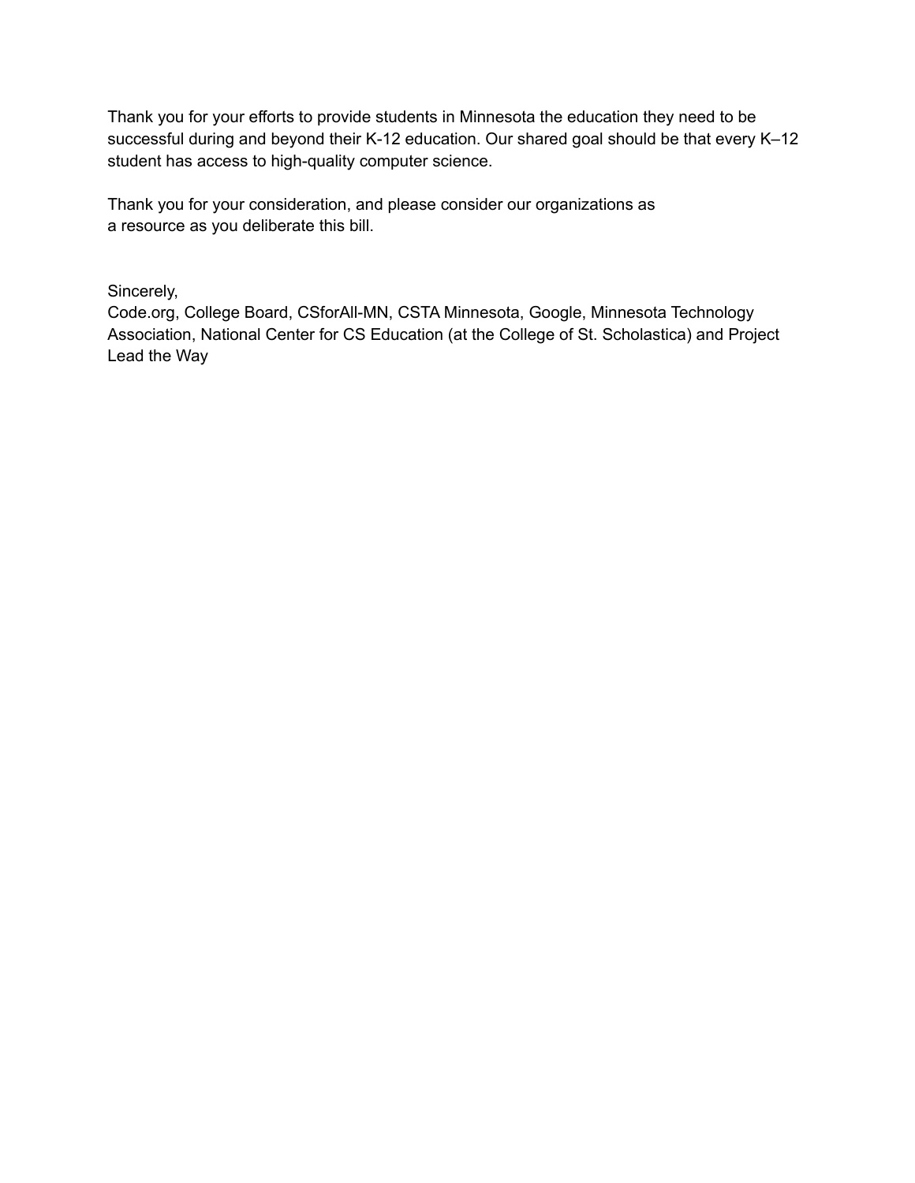Thank you for your efforts to provide students in Minnesota the education they need to be successful during and beyond their K-12 education. Our shared goal should be that every K–12 student has access to high-quality computer science.

Thank you for your consideration, and please consider our organizations as a resource as you deliberate this bill.

Sincerely,
Code.org, College Board, CSforAll-MN, CSTA Minnesota, Google, Minnesota Technology Association, National Center for CS Education (at the College of St. Scholastica) and Project Lead the Way